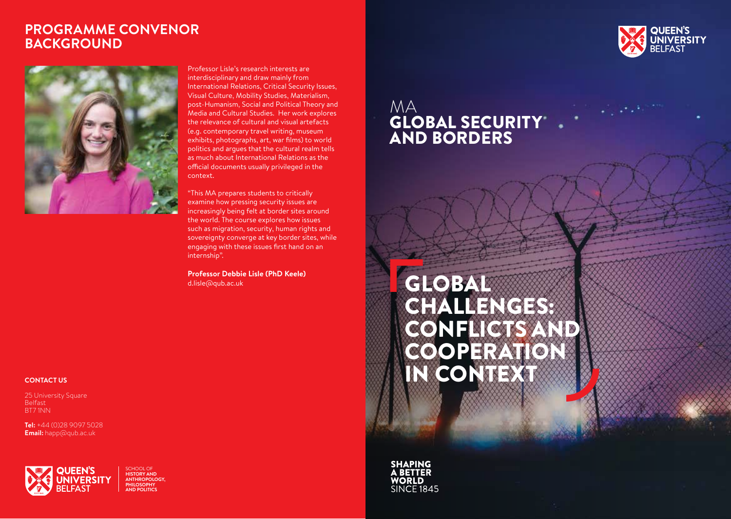## PROGRAMME CONVENOR BACKGROUND

Professor Lisle's research interests are interdisciplinary and draw mainly from International Relations, Critical Security Issues, Visual Culture, Mobility Studies, Materialism, post-Humanism, Social and Political Theory and Media and Cultural Studies. Her work explores the relevance of cultural and visual artefacts (e.g. contemporary travel writing, museum exhibits, photographs, art, war films) to world politics and argues that the cultural realm tells as much about International Relations as the official documents usually privileged in the context.

"This MA prepares students to critically examine how pressing security issues are increasingly being felt at border sites around the world. The course explores how issues such as migration, security, human rights and sovereignty converge at key border sites, while engaging with these issues first hand on an internship".

**Professor Debbie Lisle (PhD Keele)**
d.lisle@qub.ac.uk

**CONTACT US**

25 University Square
Belfast
BT7 1NN

**Tel:** +44 (0)28 9097 5028
**Email:** happ@qub.ac.uk

QUEEN'S UNIVERSITY BELFAST

SCHOOL OF **HISTORY AND ANTHROPOLOGY, PHILOSOPHY AND POLITICS**

QUEEN'S UNIVERSITY BELFAST

# MA GLOBAL SECURITY AND BORDERS

## GLOBAL CHALLENGES: CONFLICTS AND COOPERATION IN CONTEXT

**SHAPING A BETTER WORLD** SINCE 1845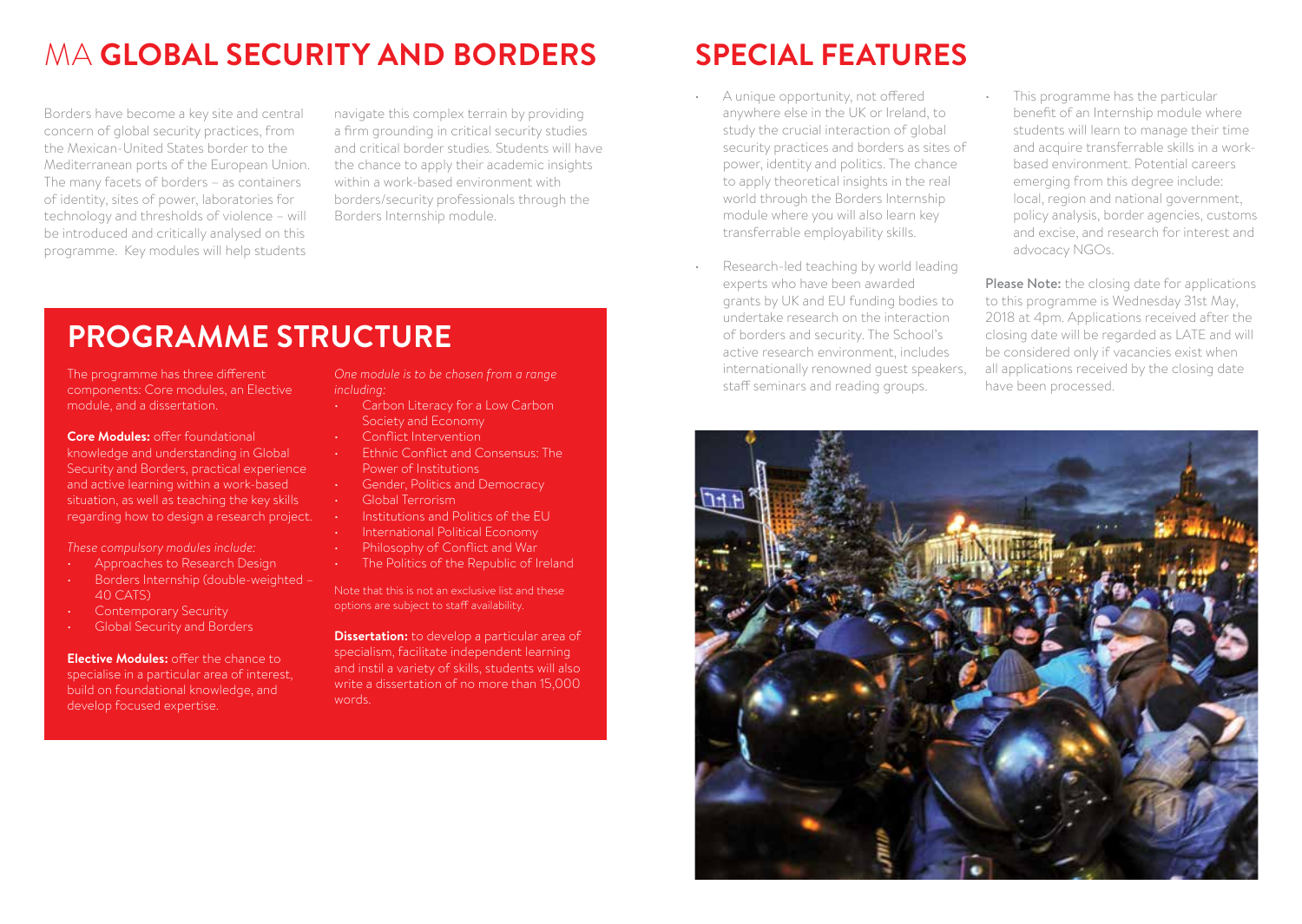# MA **GLOBAL SECURITY AND BORDERS**

Borders have become a key site and central concern of global security practices, from the Mexican-United States border to the Mediterranean ports of the European Union. The many facets of borders – as containers of identity, sites of power, laboratories for technology and thresholds of violence – will be introduced and critically analysed on this programme. Key modules will help students navigate this complex terrain by providing a firm grounding in critical security studies and critical border studies. Students will have the chance to apply their academic insights within a work-based environment with borders/security professionals through the Borders Internship module.

## PROGRAMME STRUCTURE

The programme has three different components: Core modules, an Elective module, and a dissertation.

**Core Modules:** offer foundational knowledge and understanding in Global Security and Borders, practical experience and active learning within a work-based situation, as well as teaching the key skills regarding how to design a research project.

*These compulsory modules include:*

- Approaches to Research Design
- Borders Internship (double-weighted – 40 CATS)
- Contemporary Security
- Global Security and Borders

**Elective Modules:** offer the chance to specialise in a particular area of interest, build on foundational knowledge, and develop focused expertise.

*One module is to be chosen from a range including:*

- Carbon Literacy for a Low Carbon Society and Economy
- Conflict Intervention
- Ethnic Conflict and Consensus: The Power of Institutions
- Gender, Politics and Democracy
- Global Terrorism
- Institutions and Politics of the EU
- International Political Economy
- Philosophy of Conflict and War
- The Politics of the Republic of Ireland

Note that this is not an exclusive list and these options are subject to staff availability.

**Dissertation:** to develop a particular area of specialism, facilitate independent learning and instil a variety of skills, students will also write a dissertation of no more than 15,000 words.

# SPECIAL FEATURES

- A unique opportunity, not offered anywhere else in the UK or Ireland, to study the crucial interaction of global security practices and borders as sites of power, identity and politics. The chance to apply theoretical insights in the real world through the Borders Internship module where you will also learn key transferrable employability skills.
- Research-led teaching by world leading experts who have been awarded grants by UK and EU funding bodies to undertake research on the interaction of borders and security. The School's active research environment, includes internationally renowned guest speakers, staff seminars and reading groups.
- This programme has the particular benefit of an Internship module where students will learn to manage their time and acquire transferrable skills in a work-based environment. Potential careers emerging from this degree include: local, region and national government, policy analysis, border agencies, customs and excise, and research for interest and advocacy NGOs.

**Please Note:** the closing date for applications to this programme is Wednesday 31st May, 2018 at 4pm. Applications received after the closing date will be regarded as LATE and will be considered only if vacancies exist when all applications received by the closing date have been processed.